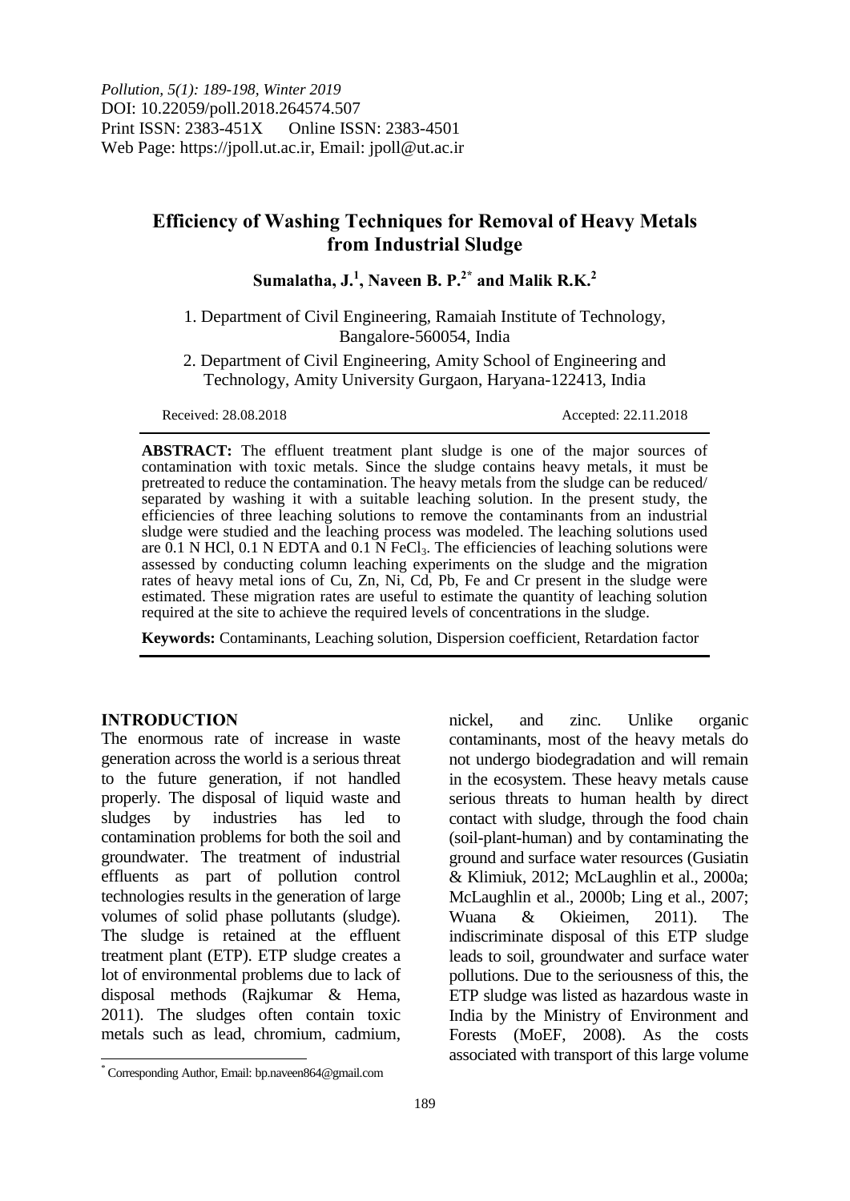*Pollution, 5(1): 189-198, Winter 2019*
DOI: 10.22059/poll.2018.264574.507
Print ISSN: 2383-451X Online ISSN: 2383-4501
Web Page: https://jpoll.ut.ac.ir, Email: jpoll@ut.ac.ir

# Efficiency of Washing Techniques for Removal of Heavy Metals from Industrial Sludge

**Sumalatha, J.[1], Naveen B. P.[2*] and Malik R.K.[2]**

1. Department of Civil Engineering, Ramaiah Institute of Technology, Bangalore-560054, India

2. Department of Civil Engineering, Amity School of Engineering and Technology, Amity University Gurgaon, Haryana-122413, India

Received: 28.08.2018 Accepted: 22.11.2018

**ABSTRACT:** The effluent treatment plant sludge is one of the major sources of contamination with toxic metals. Since the sludge contains heavy metals, it must be pretreated to reduce the contamination. The heavy metals from the sludge can be reduced/ separated by washing it with a suitable leaching solution. In the present study, the efficiencies of three leaching solutions to remove the contaminants from an industrial sludge were studied and the leaching process was modeled. The leaching solutions used are 0.1 N HCl, 0.1 N EDTA and 0.1 N $FeCl_3$. The efficiencies of leaching solutions were assessed by conducting column leaching experiments on the sludge and the migration rates of heavy metal ions of Cu, Zn, Ni, Cd, Pb, Fe and Cr present in the sludge were estimated. These migration rates are useful to estimate the quantity of leaching solution required at the site to achieve the required levels of concentrations in the sludge.

**Keywords:** Contaminants, Leaching solution, Dispersion coefficient, Retardation factor

## INTRODUCTION

The enormous rate of increase in waste generation across the world is a serious threat to the future generation, if not handled properly. The disposal of liquid waste and sludges by industries has led to contamination problems for both the soil and groundwater. The treatment of industrial effluents as part of pollution control technologies results in the generation of large volumes of solid phase pollutants (sludge). The sludge is retained at the effluent treatment plant (ETP). ETP sludge creates a lot of environmental problems due to lack of disposal methods (Rajkumar & Hema, 2011). The sludges often contain toxic metals such as lead, chromium, cadmium, nickel, and zinc. Unlike organic contaminants, most of the heavy metals do not undergo biodegradation and will remain in the ecosystem. These heavy metals cause serious threats to human health by direct contact with sludge, through the food chain (soil-plant-human) and by contaminating the ground and surface water resources (Gusiatin & Klimiuk, 2012; McLaughlin et al., 2000a; McLaughlin et al., 2000b; Ling et al., 2007; Wuana & Okieimen, 2011). The indiscriminate disposal of this ETP sludge leads to soil, groundwater and surface water pollutions. Due to the seriousness of this, the ETP sludge was listed as hazardous waste in India by the Ministry of Environment and Forests (MoEF, 2008). As the costs associated with transport of this large volume

[*] Corresponding Author, Email: bp.naveen864@gmail.com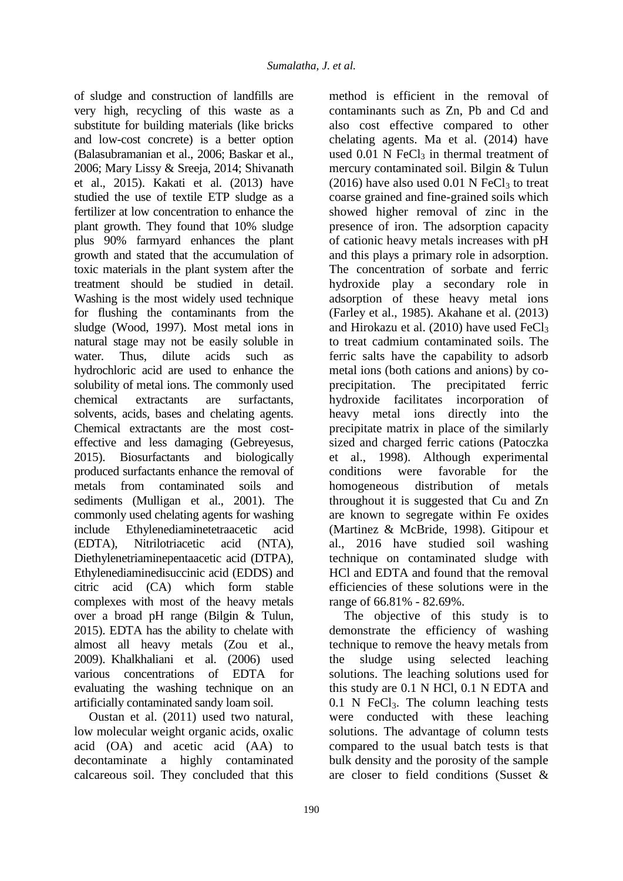of sludge and construction of landfills are very high, recycling of this waste as a substitute for building materials (like bricks and low-cost concrete) is a better option (Balasubramanian et al., 2006; Baskar et al., 2006; Mary Lissy & Sreeja, 2014; Shivanath et al., 2015). Kakati et al. (2013) have studied the use of textile ETP sludge as a fertilizer at low concentration to enhance the plant growth. They found that 10% sludge plus 90% farmyard enhances the plant growth and stated that the accumulation of toxic materials in the plant system after the treatment should be studied in detail. Washing is the most widely used technique for flushing the contaminants from the sludge (Wood, 1997). Most metal ions in natural stage may not be easily soluble in water. Thus, dilute acids such as hydrochloric acid are used to enhance the solubility of metal ions. The commonly used chemical extractants are surfactants, solvents, acids, bases and chelating agents. Chemical extractants are the most cost-effective and less damaging (Gebreyesus, 2015). Biosurfactants and biologically produced surfactants enhance the removal of metals from contaminated soils and sediments (Mulligan et al., 2001). The commonly used chelating agents for washing include Ethylenediaminetetraacetic acid (EDTA), Nitrilotriacetic acid (NTA), Diethylenetriaminepentaacetic acid (DTPA), Ethylenediaminedisuccinic acid (EDDS) and citric acid (CA) which form stable complexes with most of the heavy metals over a broad pH range (Bilgin & Tulun, 2015). EDTA has the ability to chelate with almost all heavy metals (Zou et al., 2009). Khalkhaliani et al. (2006) used various concentrations of EDTA for evaluating the washing technique on an artificially contaminated sandy loam soil.

Oustan et al. (2011) used two natural, low molecular weight organic acids, oxalic acid (OA) and acetic acid (AA) to decontaminate a highly contaminated calcareous soil. They concluded that this method is efficient in the removal of contaminants such as Zn, Pb and Cd and also cost effective compared to other chelating agents. Ma et al. (2014) have used 0.01 N $FeCl_3$ in thermal treatment of mercury contaminated soil. Bilgin & Tulun (2016) have also used 0.01 N $FeCl_3$ to treat coarse grained and fine-grained soils which showed higher removal of zinc in the presence of iron. The adsorption capacity of cationic heavy metals increases with pH and this plays a primary role in adsorption. The concentration of sorbate and ferric hydroxide play a secondary role in adsorption of these heavy metal ions (Farley et al., 1985). Akahane et al. (2013) and Hirokazu et al. (2010) have used $FeCl_3$ to treat cadmium contaminated soils. The ferric salts have the capability to adsorb metal ions (both cations and anions) by co-precipitation. The precipitated ferric hydroxide facilitates incorporation of heavy metal ions directly into the precipitate matrix in place of the similarly sized and charged ferric cations (Patoczka et al., 1998). Although experimental conditions were favorable for the homogeneous distribution of metals throughout it is suggested that Cu and Zn are known to segregate within Fe oxides (Martinez & McBride, 1998). Gitipour et al., 2016 have studied soil washing technique on contaminated sludge with HCl and EDTA and found that the removal efficiencies of these solutions were in the range of 66.81% - 82.69%.

The objective of this study is to demonstrate the efficiency of washing technique to remove the heavy metals from the sludge using selected leaching solutions. The leaching solutions used for this study are 0.1 N HCl, 0.1 N EDTA and 0.1 N $FeCl_3$. The column leaching tests were conducted with these leaching solutions. The advantage of column tests compared to the usual batch tests is that bulk density and the porosity of the sample are closer to field conditions (Susset &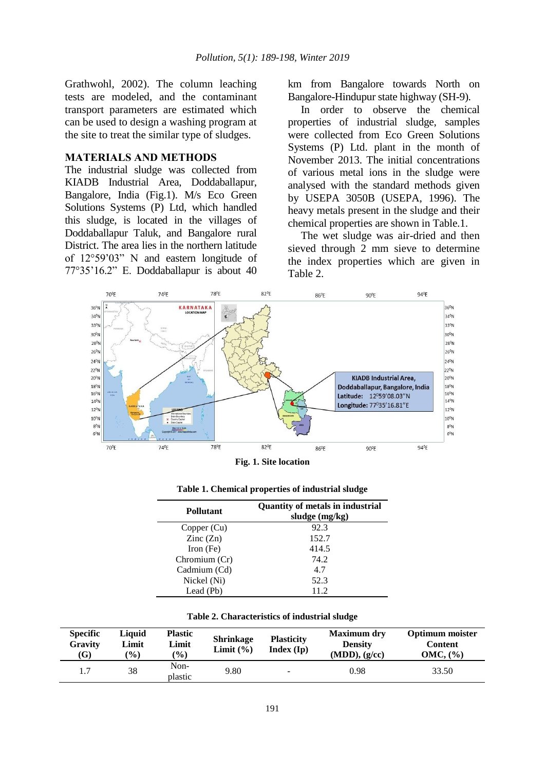Grathwohl, 2002). The column leaching tests are modeled, and the contaminant transport parameters are estimated which can be used to design a washing program at the site to treat the similar type of sludges.

## MATERIALS AND METHODS

The industrial sludge was collected from KIADB Industrial Area, Doddaballapur, Bangalore, India (Fig.1). M/s Eco Green Solutions Systems (P) Ltd, which handled this sludge, is located in the villages of Doddaballapur Taluk, and Bangalore rural District. The area lies in the northern latitude of 12°59'03" N and eastern longitude of 77°35'16.2" E. Doddaballapur is about 40 km from Bangalore towards North on Bangalore-Hindupur state highway (SH-9).

In order to observe the chemical properties of industrial sludge, samples were collected from Eco Green Solutions Systems (P) Ltd. plant in the month of November 2013. The initial concentrations of various metal ions in the sludge were analysed with the standard methods given by USEPA 3050B (USEPA, 1996). The heavy metals present in the sludge and their chemical properties are shown in Table.1.

The wet sludge was air-dried and then sieved through 2 mm sieve to determine the index properties which are given in Table 2.

**Fig. 1. Site location**

**Table 1. Chemical properties of industrial sludge**

| Pollutant | Quantity of metals in industrial sludge (mg/kg) |
|---|---|
| Copper (Cu) | 92.3 |
| Zinc (Zn) | 152.7 |
| Iron (Fe) | 414.5 |
| Chromium (Cr) | 74.2 |
| Cadmium (Cd) | 4.7 |
| Nickel (Ni) | 52.3 |
| Lead (Pb) | 11.2 |

**Table 2. Characteristics of industrial sludge**

| Specific Gravity (G) | Liquid Limit (%) | Plastic Limit (%) | Shrinkage Limit (%) | Plasticity Index (Ip) | Maximum dry Density (MDD), (g/cc) | Optimum moister Content OMC, (%) |
|---|---|---|---|---|---|---|
| 1.7 | 38 | Non-plastic | 9.80 | - | 0.98 | 33.50 |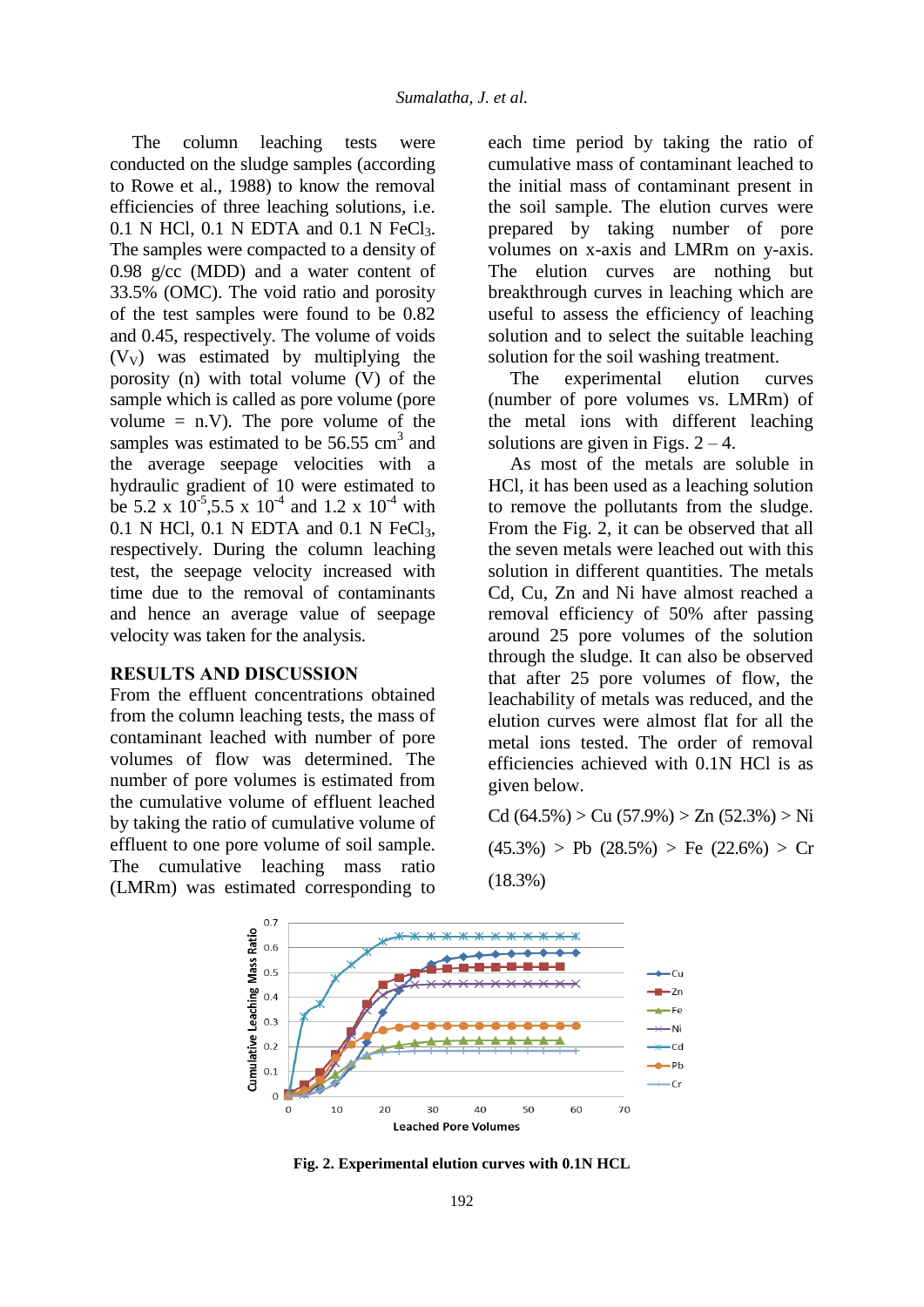The column leaching tests were conducted on the sludge samples (according to Rowe et al., 1988) to know the removal efficiencies of three leaching solutions, i.e. 0.1 N HCl, 0.1 N EDTA and 0.1 N $FeCl_3$. The samples were compacted to a density of 0.98 g/cc (MDD) and a water content of 33.5% (OMC). The void ratio and porosity of the test samples were found to be 0.82 and 0.45, respectively. The volume of voids ($V_V$) was estimated by multiplying the porosity (n) with total volume (V) of the sample which is called as pore volume (pore volume = n.V). The pore volume of the samples was estimated to be 56.55 $cm^3$ and the average seepage velocities with a hydraulic gradient of 10 were estimated to be 5.2 x $10^{-5}$,5.5 x $10^{-4}$ and 1.2 x $10^{-4}$ with 0.1 N HCl, 0.1 N EDTA and 0.1 N $FeCl_3$, respectively. During the column leaching test, the seepage velocity increased with time due to the removal of contaminants and hence an average value of seepage velocity was taken for the analysis.

## RESULTS AND DISCUSSION

From the effluent concentrations obtained from the column leaching tests, the mass of contaminant leached with number of pore volumes of flow was determined. The number of pore volumes is estimated from the cumulative volume of effluent leached by taking the ratio of cumulative volume of effluent to one pore volume of soil sample. The cumulative leaching mass ratio (LMRm) was estimated corresponding to each time period by taking the ratio of cumulative mass of contaminant leached to the initial mass of contaminant present in the soil sample. The elution curves were prepared by taking number of pore volumes on x-axis and LMRm on y-axis. The elution curves are nothing but breakthrough curves in leaching which are useful to assess the efficiency of leaching solution and to select the suitable leaching solution for the soil washing treatment.

The experimental elution curves (number of pore volumes vs. LMRm) of the metal ions with different leaching solutions are given in Figs. 2 – 4.

As most of the metals are soluble in HCl, it has been used as a leaching solution to remove the pollutants from the sludge. From the Fig. 2, it can be observed that all the seven metals were leached out with this solution in different quantities. The metals Cd, Cu, Zn and Ni have almost reached a removal efficiency of 50% after passing around 25 pore volumes of the solution through the sludge. It can also be observed that after 25 pore volumes of flow, the leachability of metals was reduced, and the elution curves were almost flat for all the metal ions tested. The order of removal efficiencies achieved with 0.1N HCl is as given below.

Cd (64.5%) > Cu (57.9%) > Zn (52.3%) > Ni (45.3%) > Pb (28.5%) > Fe (22.6%) > Cr (18.3%)

**Fig. 2. Experimental elution curves with 0.1N HCL**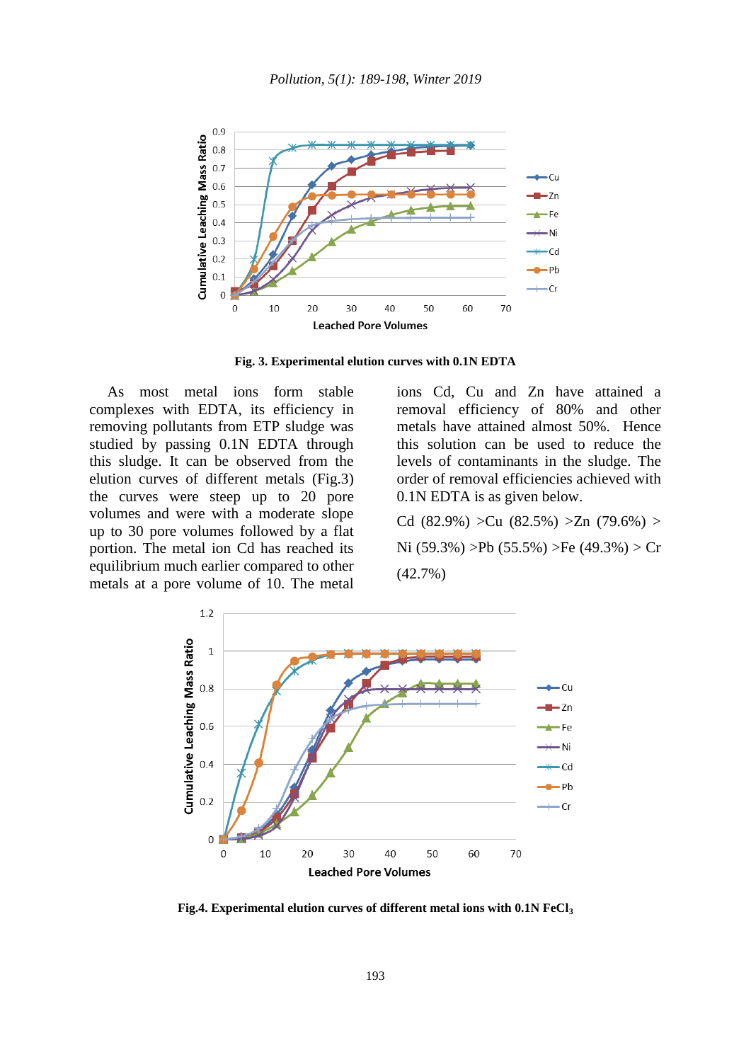Fig. 3. Experimental elution curves with 0.1N EDTA

As most metal ions form stable complexes with EDTA, its efficiency in removing pollutants from ETP sludge was studied by passing 0.1N EDTA through this sludge. It can be observed from the elution curves of different metals (Fig.3) the curves were steep up to 20 pore volumes and were with a moderate slope up to 30 pore volumes followed by a flat portion. The metal ion Cd has reached its equilibrium much earlier compared to other metals at a pore volume of 10. The metal ions Cd, Cu and Zn have attained a removal efficiency of 80% and other metals have attained almost 50%. Hence this solution can be used to reduce the levels of contaminants in the sludge. The order of removal efficiencies achieved with 0.1N EDTA is as given below.

Cd (82.9%) >Cu (82.5%) >Zn (79.6%) > Ni (59.3%) >Pb (55.5%) >Fe (49.3%) > Cr (42.7%)

Fig.4. Experimental elution curves of different metal ions with 0.1N $FeCl_3$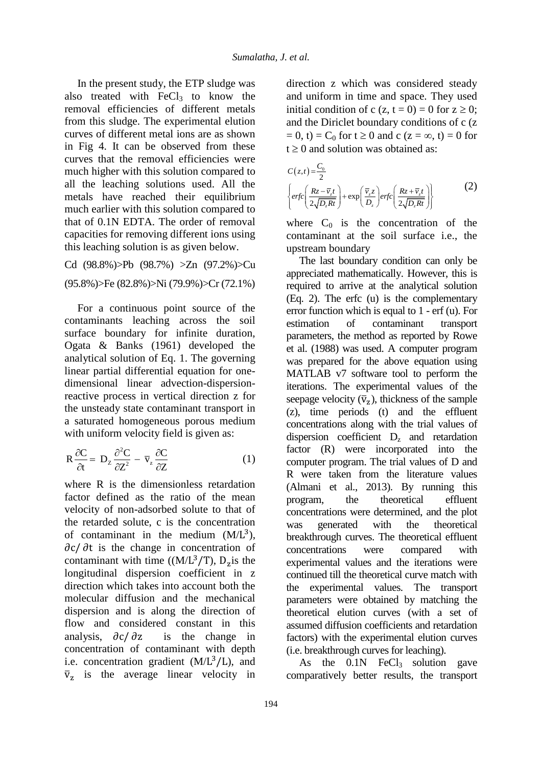In the present study, the ETP sludge was also treated with $FeCl_3$ to know the removal efficiencies of different metals from this sludge. The experimental elution curves of different metal ions are as shown in Fig 4. It can be observed from these curves that the removal efficiencies were much higher with this solution compared to all the leaching solutions used. All the metals have reached their equilibrium much earlier with this solution compared to that of 0.1N EDTA. The order of removal capacities for removing different ions using this leaching solution is as given below.

Cd (98.8%)>Pb (98.7%) >Zn (97.2%)>Cu (95.8%)>Fe (82.8%)>Ni (79.9%)>Cr (72.1%)

For a continuous point source of the contaminants leaching across the soil surface boundary for infinite duration, Ogata & Banks (1961) developed the analytical solution of Eq. 1. The governing linear partial differential equation for one-dimensional linear advection-dispersion-reactive process in vertical direction z for the unsteady state contaminant transport in a saturated homogeneous porous medium with uniform velocity field is given as:

$$R\frac{\partial C}{\partial t} = D_Z\frac{\partial^2 C}{\partial Z^2} - \bar{v}_z\frac{\partial C}{\partial Z} \tag{1}$$

where R is the dimensionless retardation factor defined as the ratio of the mean velocity of non-adsorbed solute to that of the retarded solute, c is the concentration of contaminant in the medium ($M/L^3$), $\partial c/\partial t$ is the change in concentration of contaminant with time ($(M/L^3/T)$), $D_z$ is the longitudinal dispersion coefficient in z direction which takes into account both the molecular diffusion and the mechanical dispersion and is along the direction of flow and considered constant in this analysis, $\partial c/\partial z$ is the change in concentration of contaminant with depth i.e. concentration gradient ($M/L^3/L$), and $\bar{v}_z$ is the average linear velocity in direction z which was considered steady and uniform in time and space. They used initial condition of c (z, t = 0) = 0 for z ≥ 0; and the Diriclet boundary conditions of c (z = 0, t) = $C_0$ for t ≥ 0 and c (z = ∞, t) = 0 for t ≥ 0 and solution was obtained as:

$$C(z,t) = \frac{C_0}{2}\left\{erfc\left(\frac{Rz - \bar{v}_z t}{2\sqrt{D_z R t}}\right) + \exp\left(\frac{\bar{v}_z z}{D_z}\right) erfc\left(\frac{Rz + \bar{v}_z t}{2\sqrt{D_z R t}}\right)\right\} \tag{2}$$

where $C_0$ is the concentration of the contaminant at the soil surface i.e., the upstream boundary

The last boundary condition can only be appreciated mathematically. However, this is required to arrive at the analytical solution (Eq. 2). The erfc (u) is the complementary error function which is equal to 1 - erf (u). For estimation of contaminant transport parameters, the method as reported by Rowe et al. (1988) was used. A computer program was prepared for the above equation using MATLAB v7 software tool to perform the iterations. The experimental values of the seepage velocity ($\bar{v}_z$), thickness of the sample (z), time periods (t) and the effluent concentrations along with the trial values of dispersion coefficient $D_z$ and retardation factor (R) were incorporated into the computer program. The trial values of D and R were taken from the literature values (Almani et al., 2013). By running this program, the theoretical effluent concentrations were determined, and the plot was generated with the theoretical breakthrough curves. The theoretical effluent concentrations were compared with experimental values and the iterations were continued till the theoretical curve match with the experimental values. The transport parameters were obtained by matching the theoretical elution curves (with a set of assumed diffusion coefficients and retardation factors) with the experimental elution curves (i.e. breakthrough curves for leaching).

As the 0.1N $FeCl_3$ solution gave comparatively better results, the transport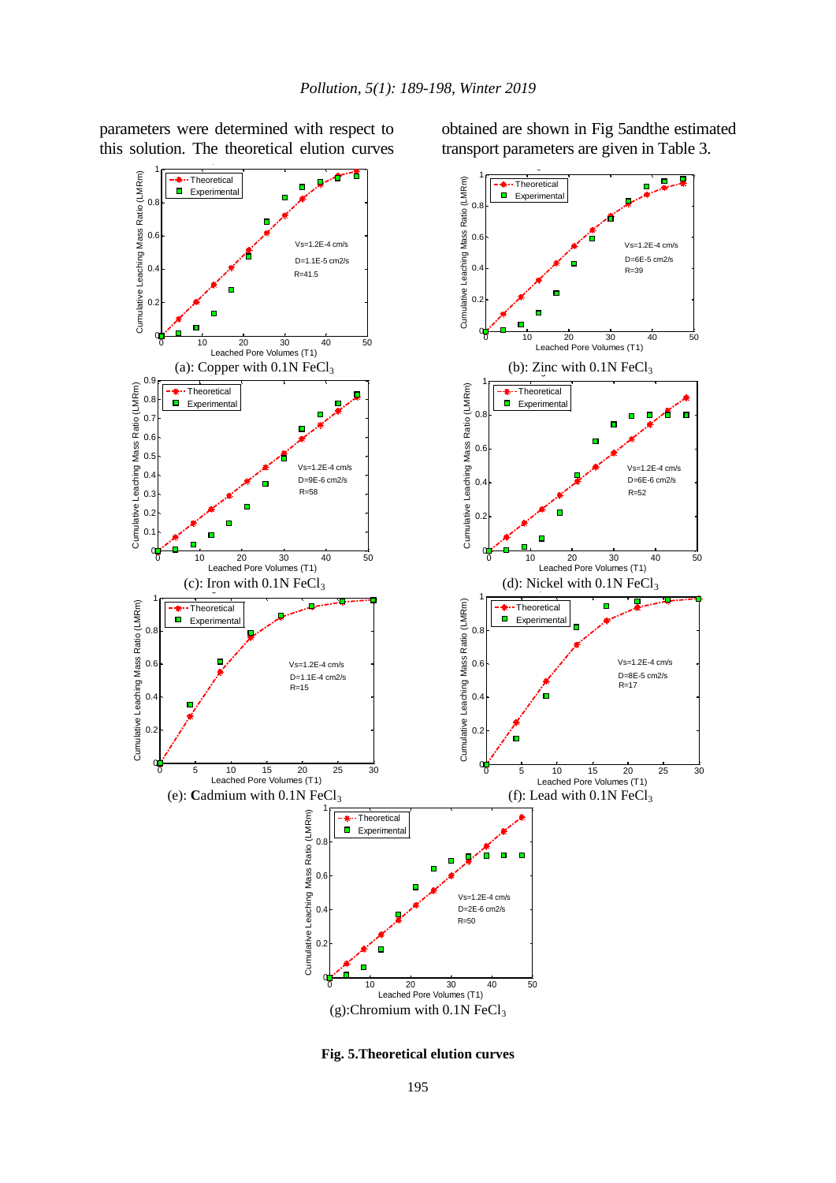parameters were determined with respect to this solution. The theoretical elution curves obtained are shown in Fig 5andthe estimated transport parameters are given in Table 3.

(a): Copper with 0.1N $FeCl_3$

(b): Zinc with 0.1N $FeCl_3$

(c): Iron with 0.1N $FeCl_3$

(d): Nickel with 0.1N $FeCl_3$

(e): Cadmium with 0.1N $FeCl_3$

(f): Lead with 0.1N $FeCl_3$

(g):Chromium with 0.1N $FeCl_3$

**Fig. 5.Theoretical elution curves**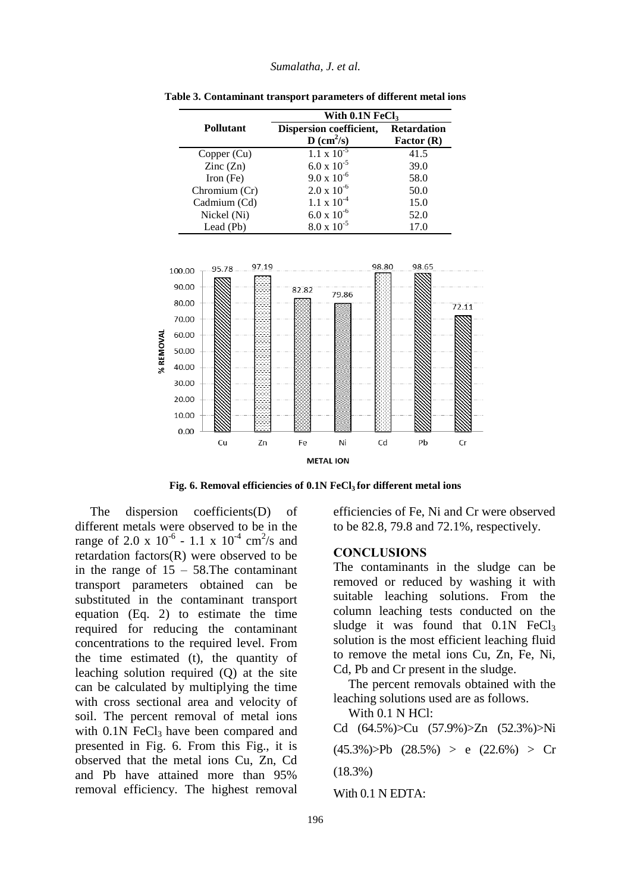**Table 3. Contaminant transport parameters of different metal ions**

| Pollutant | With 0.1N $FeCl_3$ | |
|---|---|---|
| | Dispersion coefficient, D ($cm^2/s$) | Retardation Factor (R) |
| Copper (Cu) | $1.1 \times 10^{-5}$ | 41.5 |
| Zinc (Zn) | $6.0 \times 10^{-5}$ | 39.0 |
| Iron (Fe) | $9.0 \times 10^{-6}$ | 58.0 |
| Chromium (Cr) | $2.0 \times 10^{-6}$ | 50.0 |
| Cadmium (Cd) | $1.1 \times 10^{-4}$ | 15.0 |
| Nickel (Ni) | $6.0 \times 10^{-6}$ | 52.0 |
| Lead (Pb) | $8.0 \times 10^{-5}$ | 17.0 |

| METAL ION | % REMOVAL |
|---|---|
| Cu | 95.78 |
| Zn | 97.19 |
| Fe | 82.82 |
| Ni | 79.86 |
| Cd | 98.80 |
| Pb | 98.65 |
| Cr | 72.11 |

**Fig. 6. Removal efficiencies of 0.1N $FeCl_3$ for different metal ions**

The dispersion coefficients(D) of different metals were observed to be in the range of $2.0 \times 10^{-6}$ - $1.1 \times 10^{-4}$ $cm^2/s$ and retardation factors(R) were observed to be in the range of 15 – 58.The contaminant transport parameters obtained can be substituted in the contaminant transport equation (Eq. 2) to estimate the time required for reducing the contaminant concentrations to the required level. From the time estimated (t), the quantity of leaching solution required (Q) at the site can be calculated by multiplying the time with cross sectional area and velocity of soil. The percent removal of metal ions with 0.1N $FeCl_3$ have been compared and presented in Fig. 6. From this Fig., it is observed that the metal ions Cu, Zn, Cd and Pb have attained more than 95% removal efficiency. The highest removal efficiencies of Fe, Ni and Cr were observed to be 82.8, 79.8 and 72.1%, respectively.

## CONCLUSIONS

The contaminants in the sludge can be removed or reduced by washing it with suitable leaching solutions. From the column leaching tests conducted on the sludge it was found that 0.1N $FeCl_3$ solution is the most efficient leaching fluid to remove the metal ions Cu, Zn, Fe, Ni, Cd, Pb and Cr present in the sludge.

The percent removals obtained with the leaching solutions used are as follows.

With 0.1 N HCl:

Cd (64.5%)>Cu (57.9%)>Zn (52.3%)>Ni (45.3%)>Pb (28.5%) > e (22.6%) > Cr (18.3%)

With 0.1 N EDTA: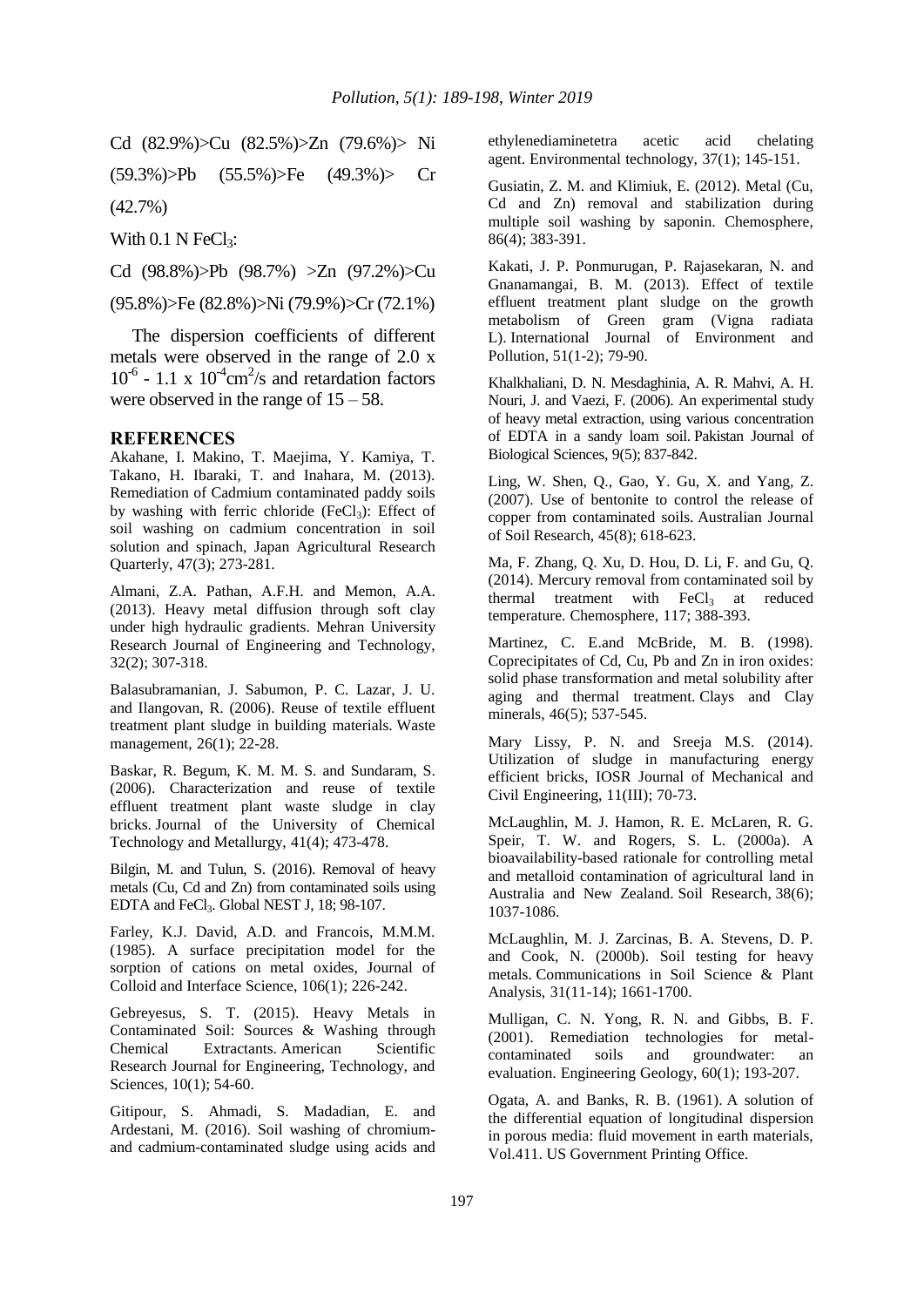Cd (82.9%)>Cu (82.5%)>Zn (79.6%)> Ni (59.3%)>Pb (55.5%)>Fe (49.3%)> Cr (42.7%)

With 0.1 N $FeCl_3$:

Cd (98.8%)>Pb (98.7%) >Zn (97.2%)>Cu (95.8%)>Fe (82.8%)>Ni (79.9%)>Cr (72.1%)

The dispersion coefficients of different metals were observed in the range of 2.0 x $10^{-6}$ - 1.1 x $10^{-4}$ $cm^2/s$ and retardation factors were observed in the range of 15 – 58.

## REFERENCES

Akahane, I. Makino, T. Maejima, Y. Kamiya, T. Takano, H. Ibaraki, T. and Inahara, M. (2013). Remediation of Cadmium contaminated paddy soils by washing with ferric chloride ($FeCl_3$): Effect of soil washing on cadmium concentration in soil solution and spinach, Japan Agricultural Research Quarterly, 47(3); 273-281.

Almani, Z.A. Pathan, A.F.H. and Memon, A.A. (2013). Heavy metal diffusion through soft clay under high hydraulic gradients. Mehran University Research Journal of Engineering and Technology, 32(2); 307-318.

Balasubramanian, J. Sabumon, P. C. Lazar, J. U. and Ilangovan, R. (2006). Reuse of textile effluent treatment plant sludge in building materials. Waste management, 26(1); 22-28.

Baskar, R. Begum, K. M. M. S. and Sundaram, S. (2006). Characterization and reuse of textile effluent treatment plant waste sludge in clay bricks. Journal of the University of Chemical Technology and Metallurgy, 41(4); 473-478.

Bilgin, M. and Tulun, S. (2016). Removal of heavy metals (Cu, Cd and Zn) from contaminated soils using EDTA and $FeCl_3$. Global NEST J, 18; 98-107.

Farley, K.J. David, A.D. and Francois, M.M.M. (1985). A surface precipitation model for the sorption of cations on metal oxides, Journal of Colloid and Interface Science, 106(1); 226-242.

Gebreyesus, S. T. (2015). Heavy Metals in Contaminated Soil: Sources & Washing through Chemical Extractants. American Scientific Research Journal for Engineering, Technology, and Sciences, 10(1); 54-60.

Gitipour, S. Ahmadi, S. Madadian, E. and Ardestani, M. (2016). Soil washing of chromium- and cadmium-contaminated sludge using acids and ethylenediaminetetra acetic acid chelating agent. Environmental technology, 37(1); 145-151.

Gusiatin, Z. M. and Klimiuk, E. (2012). Metal (Cu, Cd and Zn) removal and stabilization during multiple soil washing by saponin. Chemosphere, 86(4); 383-391.

Kakati, J. P. Ponmurugan, P. Rajasekaran, N. and Gnanamangai, B. M. (2013). Effect of textile effluent treatment plant sludge on the growth metabolism of Green gram (Vigna radiata L). International Journal of Environment and Pollution, 51(1-2); 79-90.

Khalkhaliani, D. N. Mesdaghinia, A. R. Mahvi, A. H. Nouri, J. and Vaezi, F. (2006). An experimental study of heavy metal extraction, using various concentration of EDTA in a sandy loam soil. Pakistan Journal of Biological Sciences, 9(5); 837-842.

Ling, W. Shen, Q., Gao, Y. Gu, X. and Yang, Z. (2007). Use of bentonite to control the release of copper from contaminated soils. Australian Journal of Soil Research, 45(8); 618-623.

Ma, F. Zhang, Q. Xu, D. Hou, D. Li, F. and Gu, Q. (2014). Mercury removal from contaminated soil by thermal treatment with $FeCl_3$ at reduced temperature. Chemosphere, 117; 388-393.

Martinez, C. E.and McBride, M. B. (1998). Coprecipitates of Cd, Cu, Pb and Zn in iron oxides: solid phase transformation and metal solubility after aging and thermal treatment. Clays and Clay minerals, 46(5); 537-545.

Mary Lissy, P. N. and Sreeja M.S. (2014). Utilization of sludge in manufacturing energy efficient bricks, IOSR Journal of Mechanical and Civil Engineering, 11(III); 70-73.

McLaughlin, M. J. Hamon, R. E. McLaren, R. G. Speir, T. W. and Rogers, S. L. (2000a). A bioavailability-based rationale for controlling metal and metalloid contamination of agricultural land in Australia and New Zealand. Soil Research, 38(6); 1037-1086.

McLaughlin, M. J. Zarcinas, B. A. Stevens, D. P. and Cook, N. (2000b). Soil testing for heavy metals. Communications in Soil Science & Plant Analysis, 31(11-14); 1661-1700.

Mulligan, C. N. Yong, R. N. and Gibbs, B. F. (2001). Remediation technologies for metal-contaminated soils and groundwater: an evaluation. Engineering Geology, 60(1); 193-207.

Ogata, A. and Banks, R. B. (1961). A solution of the differential equation of longitudinal dispersion in porous media: fluid movement in earth materials, Vol.411. US Government Printing Office.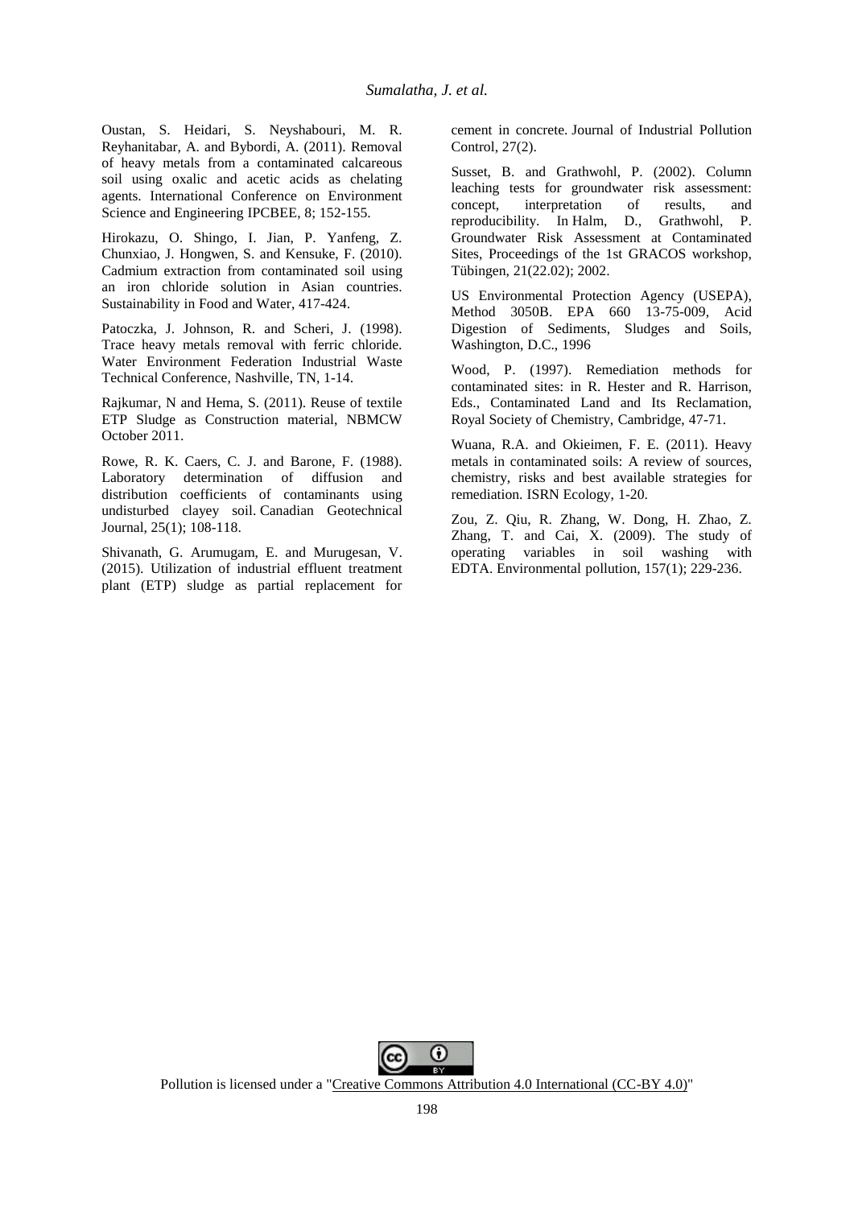Oustan, S. Heidari, S. Neyshabouri, M. R. Reyhanitabar, A. and Bybordi, A. (2011). Removal of heavy metals from a contaminated calcareous soil using oxalic and acetic acids as chelating agents. International Conference on Environment Science and Engineering IPCBEE, 8; 152-155.

Hirokazu, O. Shingo, I. Jian, P. Yanfeng, Z. Chunxiao, J. Hongwen, S. and Kensuke, F. (2010). Cadmium extraction from contaminated soil using an iron chloride solution in Asian countries. Sustainability in Food and Water, 417-424.

Patoczka, J. Johnson, R. and Scheri, J. (1998). Trace heavy metals removal with ferric chloride. Water Environment Federation Industrial Waste Technical Conference, Nashville, TN, 1-14.

Rajkumar, N and Hema, S. (2011). Reuse of textile ETP Sludge as Construction material, NBMCW October 2011.

Rowe, R. K. Caers, C. J. and Barone, F. (1988). Laboratory determination of diffusion and distribution coefficients of contaminants using undisturbed clayey soil. Canadian Geotechnical Journal, 25(1); 108-118.

Shivanath, G. Arumugam, E. and Murugesan, V. (2015). Utilization of industrial effluent treatment plant (ETP) sludge as partial replacement for cement in concrete. Journal of Industrial Pollution Control, 27(2).

Susset, B. and Grathwohl, P. (2002). Column leaching tests for groundwater risk assessment: concept, interpretation of results, and reproducibility. In Halm, D., Grathwohl, P. Groundwater Risk Assessment at Contaminated Sites, Proceedings of the 1st GRACOS workshop, Tübingen, 21(22.02); 2002.

US Environmental Protection Agency (USEPA), Method 3050B. EPA 660 13-75-009, Acid Digestion of Sediments, Sludges and Soils, Washington, D.C., 1996

Wood, P. (1997). Remediation methods for contaminated sites: in R. Hester and R. Harrison, Eds., Contaminated Land and Its Reclamation, Royal Society of Chemistry, Cambridge, 47-71.

Wuana, R.A. and Okieimen, F. E. (2011). Heavy metals in contaminated soils: A review of sources, chemistry, risks and best available strategies for remediation. ISRN Ecology, 1-20.

Zou, Z. Qiu, R. Zhang, W. Dong, H. Zhao, Z. Zhang, T. and Cai, X. (2009). The study of operating variables in soil washing with EDTA. Environmental pollution, 157(1); 229-236.

Pollution is licensed under a "Creative Commons Attribution 4.0 International (CC-BY 4.0)"